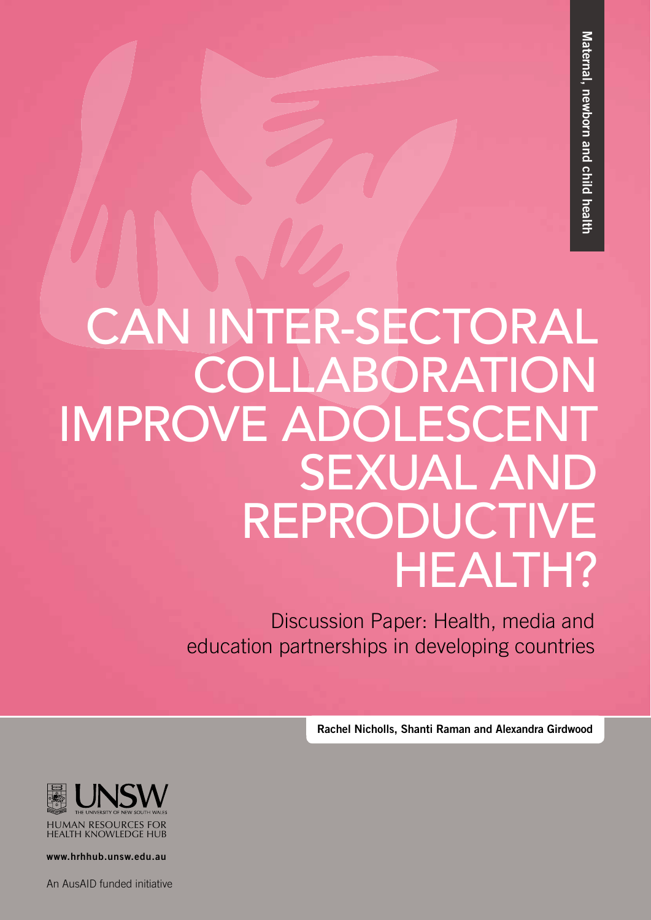Maternal, newborn and child health

# CAN INTER-SECTORAL COLLABORATION IMPROVE ADOLESCENT SEXUAL AND REPRODUCTIVE HEALTH?

Discussion Paper: Health, media and education partnerships in developing countries

**Rachel Nicholls, Shanti Raman and Alexandra Girdwood**

UNSW THE UNIVERSITY OF NEW SOUTH WALES

HUMAN RESOURCES FOR HEALTH KNOWLEDGE HUB

**www.hrhhub.unsw.edu.au**

An AusAID funded initiative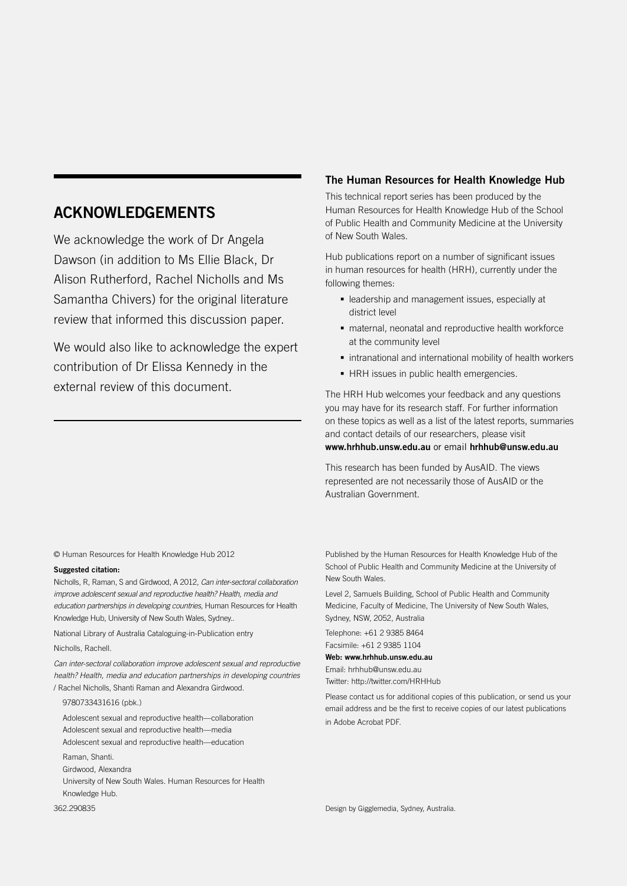## ACKNOWLEDGEMENTS

We acknowledge the work of Dr Angela Dawson (in addition to Ms Ellie Black, Dr Alison Rutherford, Rachel Nicholls and Ms Samantha Chivers) for the original literature review that informed this discussion paper.

We would also like to acknowledge the expert contribution of Dr Elissa Kennedy in the external review of this document.

### The Human Resources for Health Knowledge Hub

This technical report series has been produced by the Human Resources for Health Knowledge Hub of the School of Public Health and Community Medicine at the University of New South Wales.

Hub publications report on a number of significant issues in human resources for health (HRH), currently under the following themes:

- leadership and management issues, especially at district level
- maternal, neonatal and reproductive health workforce at the community level
- intranational and international mobility of health workers
- HRH issues in public health emergencies.

The HRH Hub welcomes your feedback and any questions you may have for its research staff. For further information on these topics as well as a list of the latest reports, summaries and contact details of our researchers, please visit **www.hrhhub.unsw.edu.au** or email **hrhhub@unsw.edu.au**

This research has been funded by AusAID. The views represented are not necessarily those of AusAID or the Australian Government.

© Human Resources for Health Knowledge Hub 2012

**Suggested citation:**

Nicholls, R, Raman, S and Girdwood, A 2012, *Can inter-sectoral collaboration improve adolescent sexual and reproductive health? Health, media and education partnerships in developing countries,* Human Resources for Health Knowledge Hub, University of New South Wales, Sydney..

National Library of Australia Cataloguing-in-Publication entry

Nicholls, Rachell.

*Can inter-sectoral collaboration improve adolescent sexual and reproductive health? Health, media and education partnerships in developing countries* / Rachel Nicholls, Shanti Raman and Alexandra Girdwood.

9780733431616 (pbk.)

Adolescent sexual and reproductive health—collaboration
Adolescent sexual and reproductive health—media
Adolescent sexual and reproductive health—education

Raman, Shanti.
Girdwood, Alexandra
University of New South Wales. Human Resources for Health Knowledge Hub.

362.290835

Published by the Human Resources for Health Knowledge Hub of the School of Public Health and Community Medicine at the University of New South Wales.

Level 2, Samuels Building, School of Public Health and Community Medicine, Faculty of Medicine, The University of New South Wales, Sydney, NSW, 2052, Australia

Telephone: +61 2 9385 8464
Facsimile: +61 2 9385 1104
**Web: www.hrhhub.unsw.edu.au**
Email: hrhhub@unsw.edu.au
Twitter: http://twitter.com/HRHHub

Please contact us for additional copies of this publication, or send us your email address and be the first to receive copies of our latest publications in Adobe Acrobat PDF.

Design by Gigglemedia, Sydney, Australia.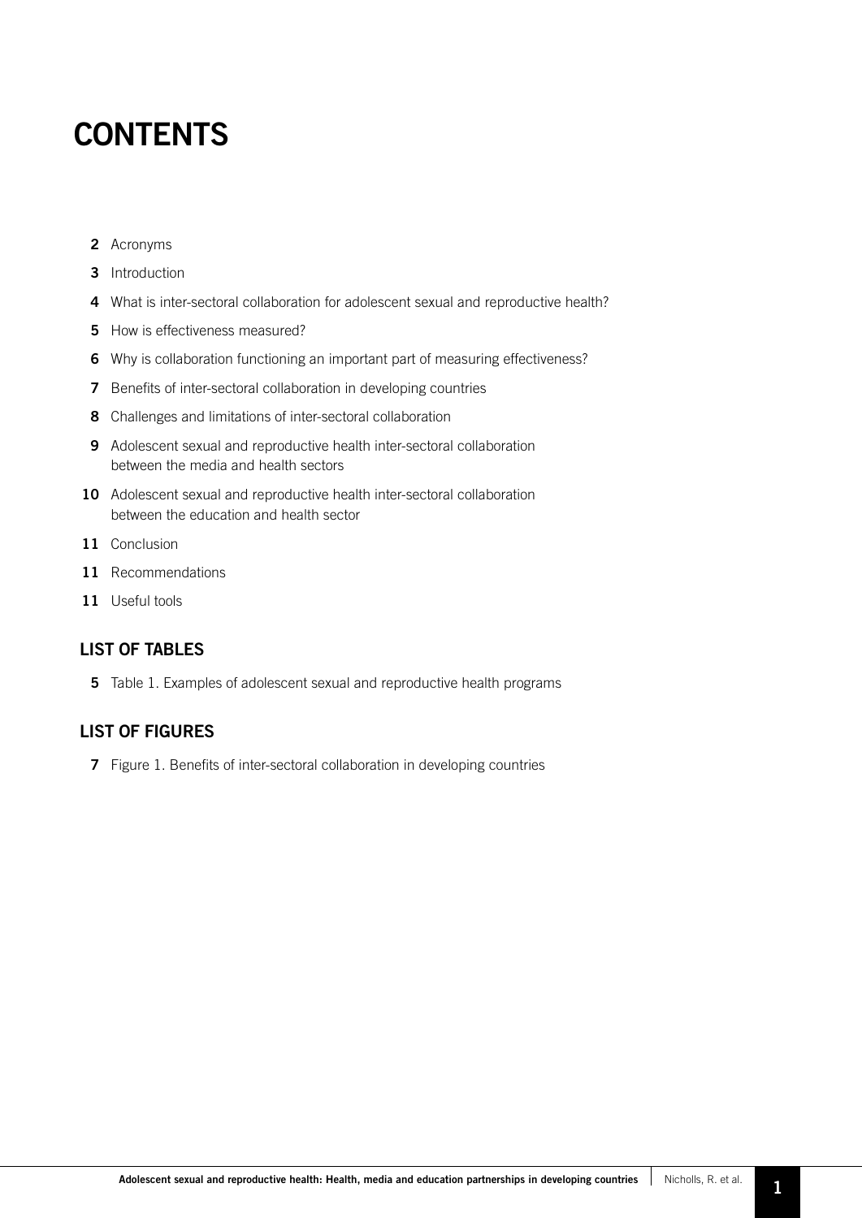# CONTENTS

**2** Acronyms

**3** Introduction

**4** What is inter-sectoral collaboration for adolescent sexual and reproductive health?

**5** How is effectiveness measured?

**6** Why is collaboration functioning an important part of measuring effectiveness?

**7** Benefits of inter-sectoral collaboration in developing countries

**8** Challenges and limitations of inter-sectoral collaboration

**9** Adolescent sexual and reproductive health inter-sectoral collaboration between the media and health sectors

**10** Adolescent sexual and reproductive health inter-sectoral collaboration between the education and health sector

**11** Conclusion

**11** Recommendations

**11** Useful tools

## LIST OF TABLES

**5** Table 1. Examples of adolescent sexual and reproductive health programs

## LIST OF FIGURES

**7** Figure 1. Benefits of inter-sectoral collaboration in developing countries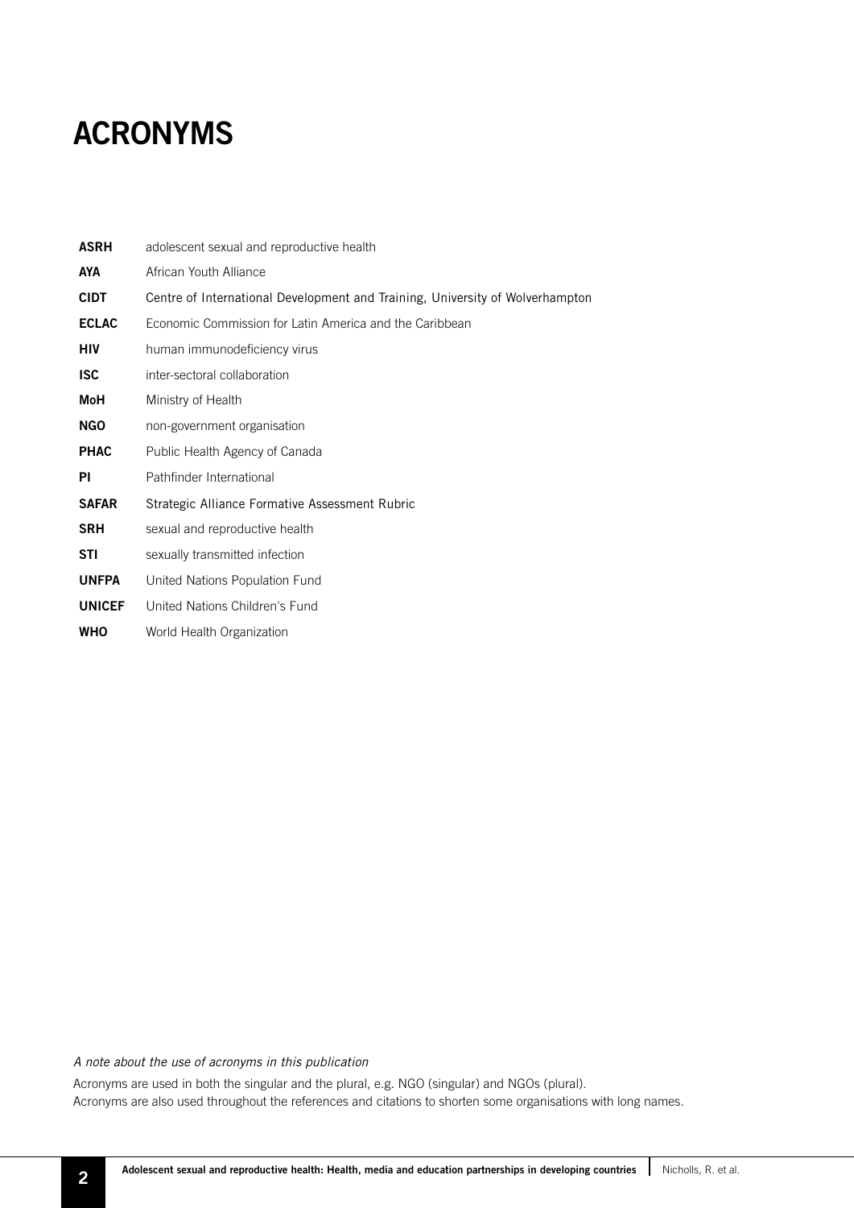# ACRONYMS

| | |
|---|---|
| **ASRH** | adolescent sexual and reproductive health |
| **AYA** | African Youth Alliance |
| **CIDT** | Centre of International Development and Training, University of Wolverhampton |
| **ECLAC** | Economic Commission for Latin America and the Caribbean |
| **HIV** | human immunodeficiency virus |
| **ISC** | inter-sectoral collaboration |
| **MoH** | Ministry of Health |
| **NGO** | non-government organisation |
| **PHAC** | Public Health Agency of Canada |
| **PI** | Pathfinder International |
| **SAFAR** | Strategic Alliance Formative Assessment Rubric |
| **SRH** | sexual and reproductive health |
| **STI** | sexually transmitted infection |
| **UNFPA** | United Nations Population Fund |
| **UNICEF** | United Nations Children's Fund |
| **WHO** | World Health Organization |

*A note about the use of acronyms in this publication*

Acronyms are used in both the singular and the plural, e.g. NGO (singular) and NGOs (plural).
Acronyms are also used throughout the references and citations to shorten some organisations with long names.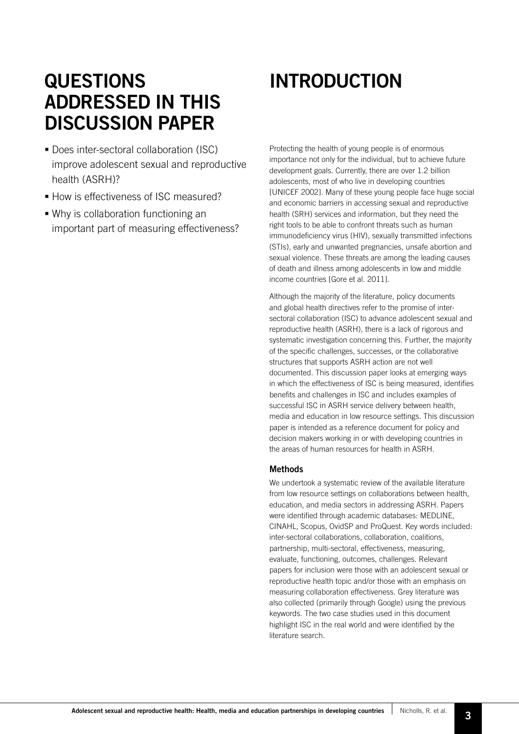# QUESTIONS ADDRESSED IN THIS DISCUSSION PAPER

- Does inter-sectoral collaboration (ISC) improve adolescent sexual and reproductive health (ASRH)?
- How is effectiveness of ISC measured?
- Why is collaboration functioning an important part of measuring effectiveness?

# INTRODUCTION

Protecting the health of young people is of enormous importance not only for the individual, but to achieve future development goals. Currently, there are over 1.2 billion adolescents, most of who live in developing countries [UNICEF 2002]. Many of these young people face huge social and economic barriers in accessing sexual and reproductive health (SRH) services and information, but they need the right tools to be able to confront threats such as human immunodeficiency virus (HIV), sexually transmitted infections (STIs), early and unwanted pregnancies, unsafe abortion and sexual violence. These threats are among the leading causes of death and illness among adolescents in low and middle income countries [Gore et al. 2011].

Although the majority of the literature, policy documents and global health directives refer to the promise of inter-sectoral collaboration (ISC) to advance adolescent sexual and reproductive health (ASRH), there is a lack of rigorous and systematic investigation concerning this. Further, the majority of the specific challenges, successes, or the collaborative structures that supports ASRH action are not well documented. This discussion paper looks at emerging ways in which the effectiveness of ISC is being measured, identifies benefits and challenges in ISC and includes examples of successful ISC in ASRH service delivery between health, media and education in low resource settings. This discussion paper is intended as a reference document for policy and decision makers working in or with developing countries in the areas of human resources for health in ASRH.

### Methods

We undertook a systematic review of the available literature from low resource settings on collaborations between health, education, and media sectors in addressing ASRH. Papers were identified through academic databases: MEDLINE, CINAHL, Scopus, OvidSP and ProQuest. Key words included: inter-sectoral collaborations, collaboration, coalitions, partnership, multi-sectoral, effectiveness, measuring, evaluate, functioning, outcomes, challenges. Relevant papers for inclusion were those with an adolescent sexual or reproductive health topic and/or those with an emphasis on measuring collaboration effectiveness. Grey literature was also collected (primarily through Google) using the previous keywords. The two case studies used in this document highlight ISC in the real world and were identified by the literature search.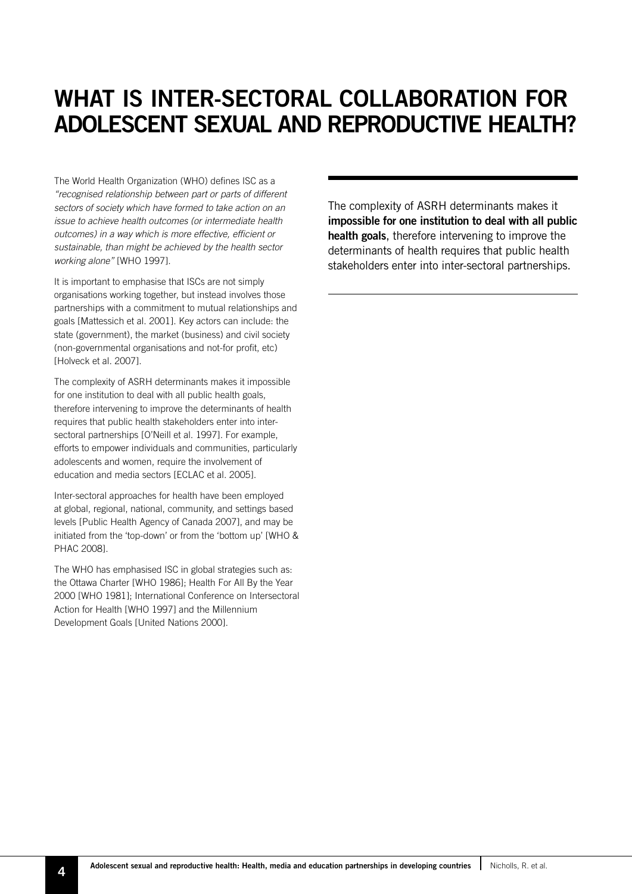# WHAT IS INTER-SECTORAL COLLABORATION FOR ADOLESCENT SEXUAL AND REPRODUCTIVE HEALTH?

The World Health Organization (WHO) defines ISC as a *"recognised relationship between part or parts of different sectors of society which have formed to take action on an issue to achieve health outcomes (or intermediate health outcomes) in a way which is more effective, efficient or sustainable, than might be achieved by the health sector working alone"* [WHO 1997].

It is important to emphasise that ISCs are not simply organisations working together, but instead involves those partnerships with a commitment to mutual relationships and goals [Mattessich et al. 2001]. Key actors can include: the state (government), the market (business) and civil society (non-governmental organisations and not-for profit, etc) [Holveck et al. 2007].

The complexity of ASRH determinants makes it impossible for one institution to deal with all public health goals, therefore intervening to improve the determinants of health requires that public health stakeholders enter into inter-sectoral partnerships [O'Neill et al. 1997]. For example, efforts to empower individuals and communities, particularly adolescents and women, require the involvement of education and media sectors [ECLAC et al. 2005].

Inter-sectoral approaches for health have been employed at global, regional, national, community, and settings based levels [Public Health Agency of Canada 2007], and may be initiated from the 'top-down' or from the 'bottom up' [WHO & PHAC 2008].

The WHO has emphasised ISC in global strategies such as: the Ottawa Charter [WHO 1986]; Health For All By the Year 2000 [WHO 1981]; International Conference on Intersectoral Action for Health [WHO 1997] and the Millennium Development Goals [United Nations 2000].

The complexity of ASRH determinants makes it **impossible for one institution to deal with all public health goals**, therefore intervening to improve the determinants of health requires that public health stakeholders enter into inter-sectoral partnerships.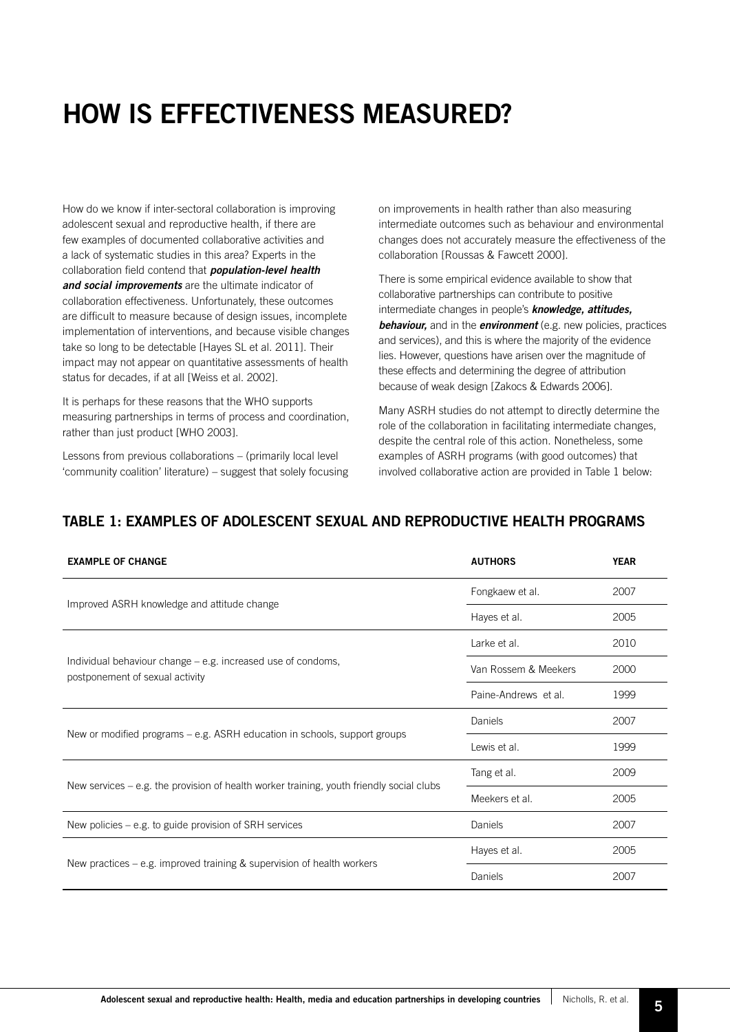# HOW IS EFFECTIVENESS MEASURED?

How do we know if inter-sectoral collaboration is improving adolescent sexual and reproductive health, if there are few examples of documented collaborative activities and a lack of systematic studies in this area? Experts in the collaboration field contend that ***population-level health and social improvements*** are the ultimate indicator of collaboration effectiveness. Unfortunately, these outcomes are difficult to measure because of design issues, incomplete implementation of interventions, and because visible changes take so long to be detectable [Hayes SL et al. 2011]. Their impact may not appear on quantitative assessments of health status for decades, if at all [Weiss et al. 2002].

It is perhaps for these reasons that the WHO supports measuring partnerships in terms of process and coordination, rather than just product [WHO 2003].

Lessons from previous collaborations – (primarily local level 'community coalition' literature) – suggest that solely focusing on improvements in health rather than also measuring intermediate outcomes such as behaviour and environmental changes does not accurately measure the effectiveness of the collaboration [Roussas & Fawcett 2000].

There is some empirical evidence available to show that collaborative partnerships can contribute to positive intermediate changes in people's ***knowledge, attitudes, behaviour,*** and in the ***environment*** (e.g. new policies, practices and services), and this is where the majority of the evidence lies. However, questions have arisen over the magnitude of these effects and determining the degree of attribution because of weak design [Zakocs & Edwards 2006].

Many ASRH studies do not attempt to directly determine the role of the collaboration in facilitating intermediate changes, despite the central role of this action. Nonetheless, some examples of ASRH programs (with good outcomes) that involved collaborative action are provided in Table 1 below:

## TABLE 1: EXAMPLES OF ADOLESCENT SEXUAL AND REPRODUCTIVE HEALTH PROGRAMS

| EXAMPLE OF CHANGE | AUTHORS | YEAR |
|---|---|---|
| Improved ASRH knowledge and attitude change | Fongkaew et al. | 2007 |
| | Hayes et al. | 2005 |
| Individual behaviour change – e.g. increased use of condoms, postponement of sexual activity | Larke et al. | 2010 |
| | Van Rossem & Meekers | 2000 |
| | Paine-Andrews et al. | 1999 |
| New or modified programs – e.g. ASRH education in schools, support groups | Daniels | 2007 |
| | Lewis et al. | 1999 |
| New services – e.g. the provision of health worker training, youth friendly social clubs | Tang et al. | 2009 |
| | Meekers et al. | 2005 |
| New policies – e.g. to guide provision of SRH services | Daniels | 2007 |
| New practices – e.g. improved training & supervision of health workers | Hayes et al. | 2005 |
| | Daniels | 2007 |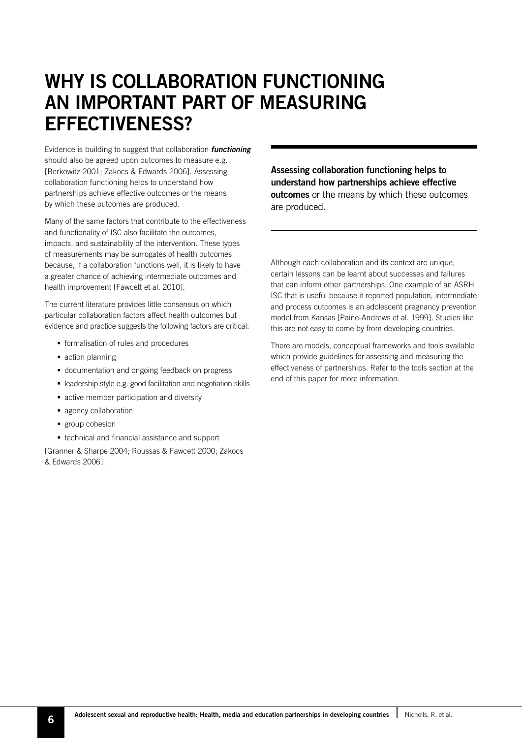# WHY IS COLLABORATION FUNCTIONING AN IMPORTANT PART OF MEASURING EFFECTIVENESS?

Evidence is building to suggest that collaboration ***functioning*** should also be agreed upon outcomes to measure e.g. [Berkowitz 2001; Zakocs & Edwards 2006]. Assessing collaboration functioning helps to understand how partnerships achieve effective outcomes or the means by which these outcomes are produced.

Many of the same factors that contribute to the effectiveness and functionality of ISC also facilitate the outcomes, impacts, and sustainability of the intervention. These types of measurements may be surrogates of health outcomes because, if a collaboration functions well, it is likely to have a greater chance of achieving intermediate outcomes and health improvement [Fawcett et al. 2010].

The current literature provides little consensus on which particular collaboration factors affect health outcomes but evidence and practice suggests the following factors are critical:

- formalisation of rules and procedures
- action planning
- documentation and ongoing feedback on progress
- leadership style e.g. good facilitation and negotiation skills
- active member participation and diversity
- agency collaboration
- group cohesion
- technical and financial assistance and support

[Granner & Sharpe 2004; Roussas & Fawcett 2000; Zakocs & Edwards 2006].

**Assessing collaboration functioning helps to understand how partnerships achieve effective outcomes** or the means by which these outcomes are produced.

Although each collaboration and its context are unique, certain lessons can be learnt about successes and failures that can inform other partnerships. One example of an ASRH ISC that is useful because it reported population, intermediate and process outcomes is an adolescent pregnancy prevention model from Kansas [Paine-Andrews et al. 1999]. Studies like this are not easy to come by from developing countries.

There are models, conceptual frameworks and tools available which provide guidelines for assessing and measuring the effectiveness of partnerships. Refer to the tools section at the end of this paper for more information.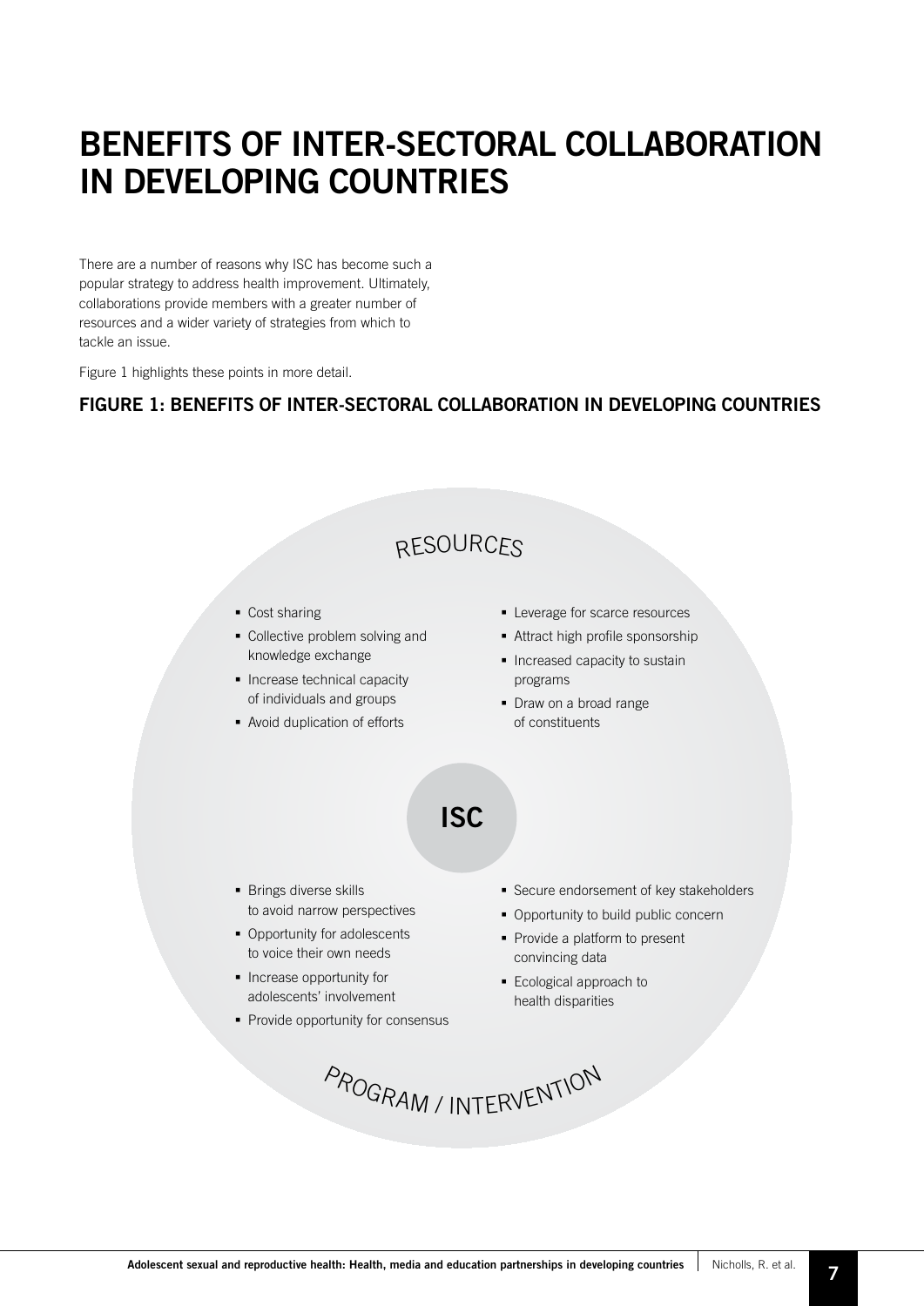# BENEFITS OF INTER-SECTORAL COLLABORATION IN DEVELOPING COUNTRIES

There are a number of reasons why ISC has become such a popular strategy to address health improvement. Ultimately, collaborations provide members with a greater number of resources and a wider variety of strategies from which to tackle an issue.

Figure 1 highlights these points in more detail.

### FIGURE 1: BENEFITS OF INTER-SECTORAL COLLABORATION IN DEVELOPING COUNTRIES

RESOURCES

- Cost sharing
- Collective problem solving and knowledge exchange
- Increase technical capacity of individuals and groups
- Avoid duplication of efforts
- Leverage for scarce resources
- Attract high profile sponsorship
- Increased capacity to sustain programs
- Draw on a broad range of constituents

**ISC**

- Brings diverse skills to avoid narrow perspectives
- Opportunity for adolescents to voice their own needs
- Increase opportunity for adolescents' involvement
- Provide opportunity for consensus
- Secure endorsement of key stakeholders
- Opportunity to build public concern
- Provide a platform to present convincing data
- Ecological approach to health disparities

PROGRAM / INTERVENTION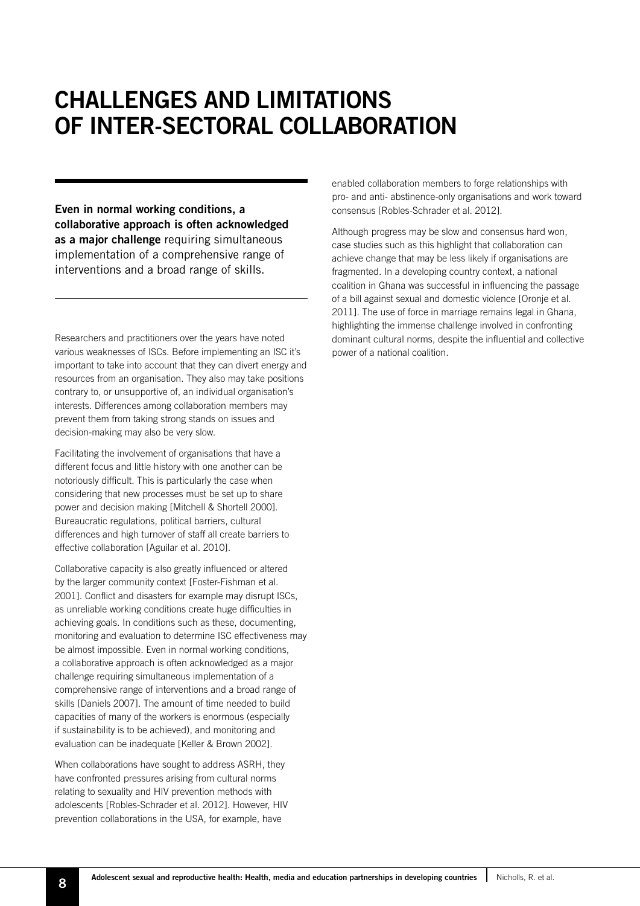# CHALLENGES AND LIMITATIONS OF INTER-SECTORAL COLLABORATION

**Even in normal working conditions, a collaborative approach is often acknowledged as a major challenge** requiring simultaneous implementation of a comprehensive range of interventions and a broad range of skills.

Researchers and practitioners over the years have noted various weaknesses of ISCs. Before implementing an ISC it's important to take into account that they can divert energy and resources from an organisation. They also may take positions contrary to, or unsupportive of, an individual organisation's interests. Differences among collaboration members may prevent them from taking strong stands on issues and decision-making may also be very slow.

Facilitating the involvement of organisations that have a different focus and little history with one another can be notoriously difficult. This is particularly the case when considering that new processes must be set up to share power and decision making [Mitchell & Shortell 2000]. Bureaucratic regulations, political barriers, cultural differences and high turnover of staff all create barriers to effective collaboration [Aguilar et al. 2010].

Collaborative capacity is also greatly influenced or altered by the larger community context [Foster-Fishman et al. 2001]. Conflict and disasters for example may disrupt ISCs, as unreliable working conditions create huge difficulties in achieving goals. In conditions such as these, documenting, monitoring and evaluation to determine ISC effectiveness may be almost impossible. Even in normal working conditions, a collaborative approach is often acknowledged as a major challenge requiring simultaneous implementation of a comprehensive range of interventions and a broad range of skills [Daniels 2007]. The amount of time needed to build capacities of many of the workers is enormous (especially if sustainability is to be achieved), and monitoring and evaluation can be inadequate [Keller & Brown 2002].

When collaborations have sought to address ASRH, they have confronted pressures arising from cultural norms relating to sexuality and HIV prevention methods with adolescents [Robles-Schrader et al. 2012]. However, HIV prevention collaborations in the USA, for example, have enabled collaboration members to forge relationships with pro- and anti- abstinence-only organisations and work toward consensus [Robles-Schrader et al. 2012].

Although progress may be slow and consensus hard won, case studies such as this highlight that collaboration can achieve change that may be less likely if organisations are fragmented. In a developing country context, a national coalition in Ghana was successful in influencing the passage of a bill against sexual and domestic violence [Oronje et al. 2011]. The use of force in marriage remains legal in Ghana, highlighting the immense challenge involved in confronting dominant cultural norms, despite the influential and collective power of a national coalition.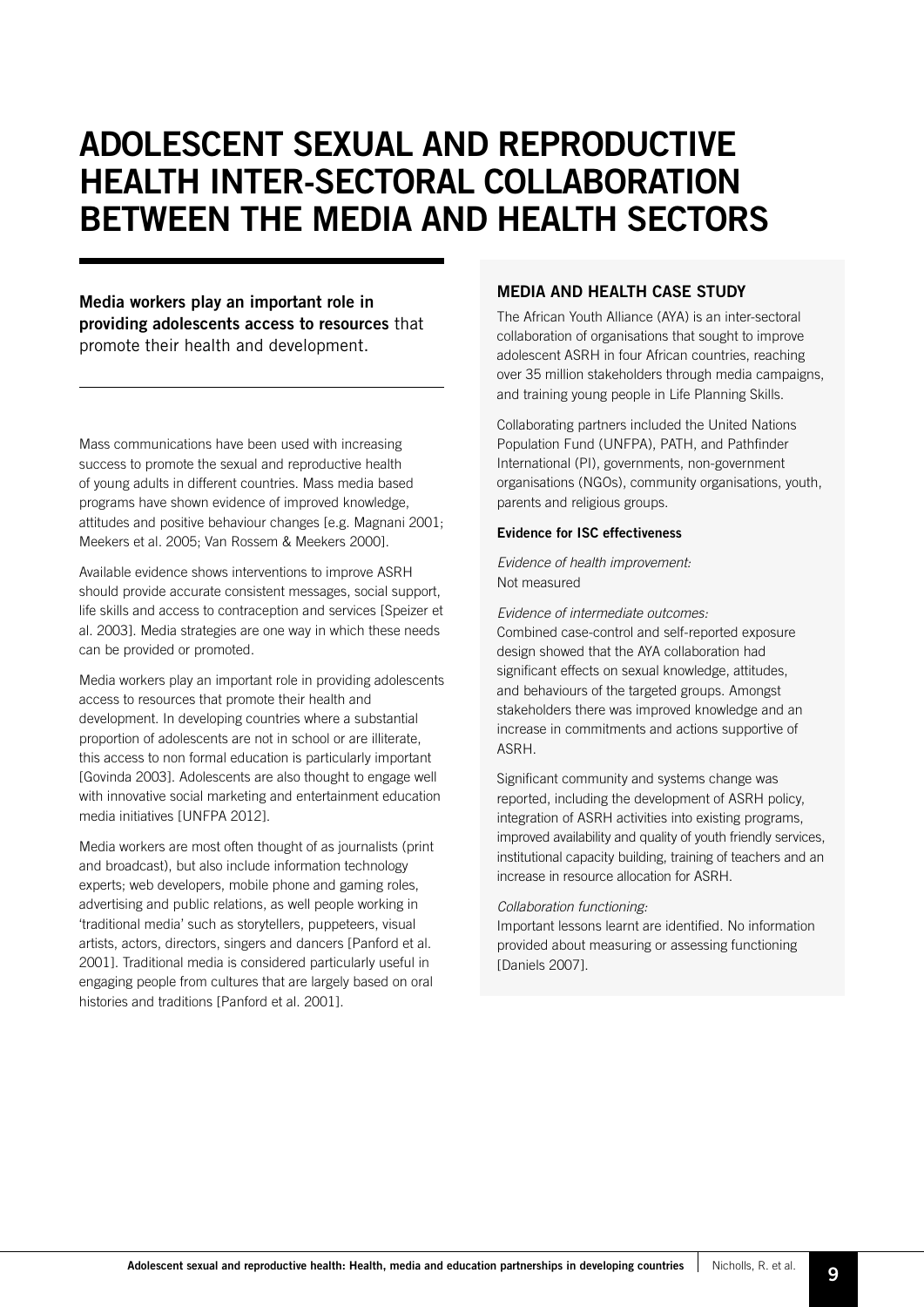# ADOLESCENT SEXUAL AND REPRODUCTIVE HEALTH INTER-SECTORAL COLLABORATION BETWEEN THE MEDIA AND HEALTH SECTORS

**Media workers play an important role in providing adolescents access to resources** that promote their health and development.

Mass communications have been used with increasing success to promote the sexual and reproductive health of young adults in different countries. Mass media based programs have shown evidence of improved knowledge, attitudes and positive behaviour changes [e.g. Magnani 2001; Meekers et al. 2005; Van Rossem & Meekers 2000].

Available evidence shows interventions to improve ASRH should provide accurate consistent messages, social support, life skills and access to contraception and services [Speizer et al. 2003]. Media strategies are one way in which these needs can be provided or promoted.

Media workers play an important role in providing adolescents access to resources that promote their health and development. In developing countries where a substantial proportion of adolescents are not in school or are illiterate, this access to non formal education is particularly important [Govinda 2003]. Adolescents are also thought to engage well with innovative social marketing and entertainment education media initiatives [UNFPA 2012].

Media workers are most often thought of as journalists (print and broadcast), but also include information technology experts; web developers, mobile phone and gaming roles, advertising and public relations, as well people working in 'traditional media' such as storytellers, puppeteers, visual artists, actors, directors, singers and dancers [Panford et al. 2001]. Traditional media is considered particularly useful in engaging people from cultures that are largely based on oral histories and traditions [Panford et al. 2001].

## MEDIA AND HEALTH CASE STUDY

The African Youth Alliance (AYA) is an inter-sectoral collaboration of organisations that sought to improve adolescent ASRH in four African countries, reaching over 35 million stakeholders through media campaigns, and training young people in Life Planning Skills.

Collaborating partners included the United Nations Population Fund (UNFPA), PATH, and Pathfinder International (PI), governments, non-government organisations (NGOs), community organisations, youth, parents and religious groups.

**Evidence for ISC effectiveness**

*Evidence of health improvement:*
Not measured

*Evidence of intermediate outcomes:*
Combined case-control and self-reported exposure design showed that the AYA collaboration had significant effects on sexual knowledge, attitudes, and behaviours of the targeted groups. Amongst stakeholders there was improved knowledge and an increase in commitments and actions supportive of ASRH.

Significant community and systems change was reported, including the development of ASRH policy, integration of ASRH activities into existing programs, improved availability and quality of youth friendly services, institutional capacity building, training of teachers and an increase in resource allocation for ASRH.

*Collaboration functioning:*
Important lessons learnt are identified. No information provided about measuring or assessing functioning [Daniels 2007].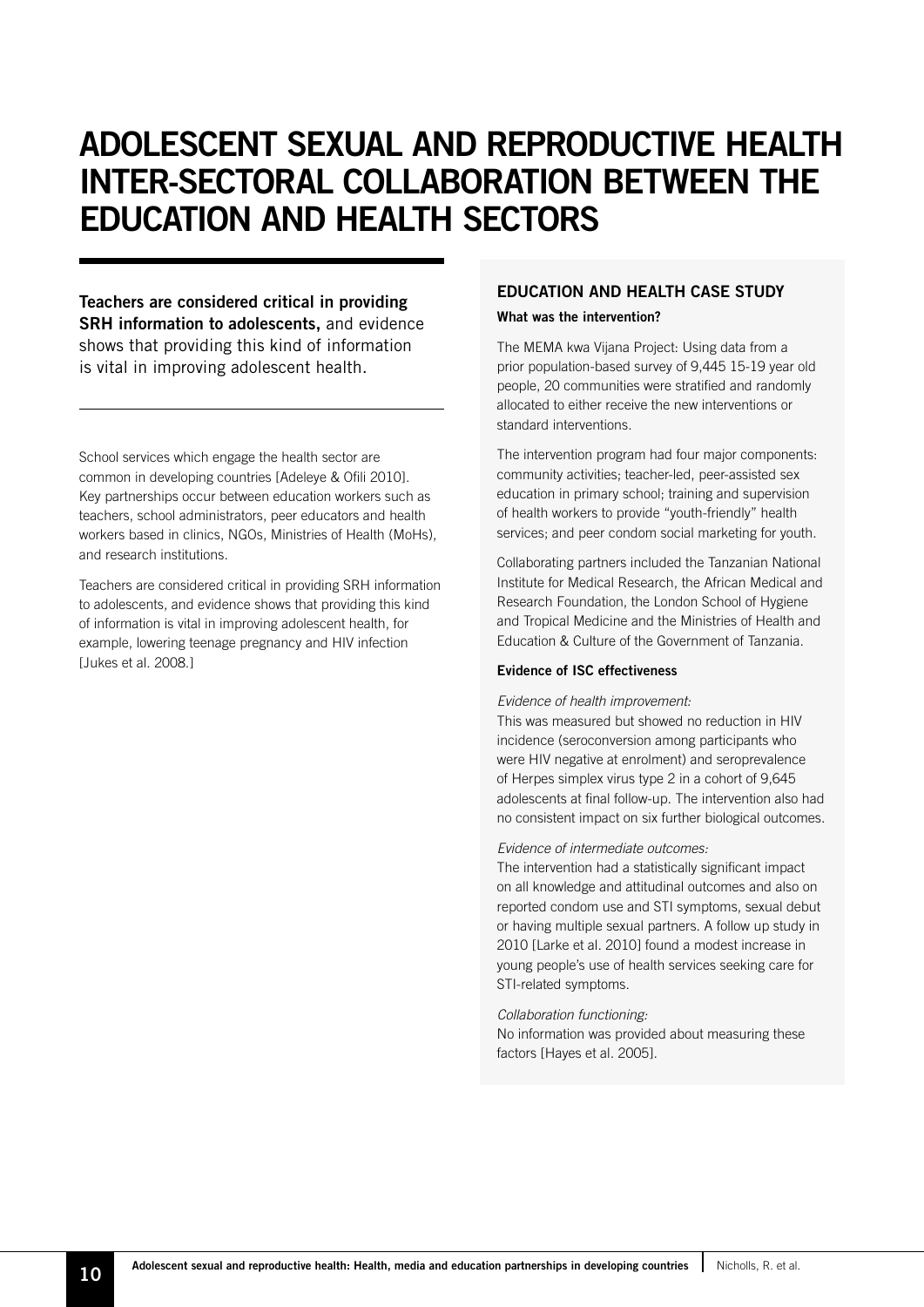# ADOLESCENT SEXUAL AND REPRODUCTIVE HEALTH INTER-SECTORAL COLLABORATION BETWEEN THE EDUCATION AND HEALTH SECTORS

**Teachers are considered critical in providing SRH information to adolescents,** and evidence shows that providing this kind of information is vital in improving adolescent health.

School services which engage the health sector are common in developing countries [Adeleye & Ofili 2010]. Key partnerships occur between education workers such as teachers, school administrators, peer educators and health workers based in clinics, NGOs, Ministries of Health (MoHs), and research institutions.

Teachers are considered critical in providing SRH information to adolescents, and evidence shows that providing this kind of information is vital in improving adolescent health, for example, lowering teenage pregnancy and HIV infection [Jukes et al. 2008.]

## EDUCATION AND HEALTH CASE STUDY

**What was the intervention?**

The MEMA kwa Vijana Project: Using data from a prior population-based survey of 9,445 15-19 year old people, 20 communities were stratified and randomly allocated to either receive the new interventions or standard interventions.

The intervention program had four major components: community activities; teacher-led, peer-assisted sex education in primary school; training and supervision of health workers to provide "youth-friendly" health services; and peer condom social marketing for youth.

Collaborating partners included the Tanzanian National Institute for Medical Research, the African Medical and Research Foundation, the London School of Hygiene and Tropical Medicine and the Ministries of Health and Education & Culture of the Government of Tanzania.

**Evidence of ISC effectiveness**

*Evidence of health improvement:*
This was measured but showed no reduction in HIV incidence (seroconversion among participants who were HIV negative at enrolment) and seroprevalence of Herpes simplex virus type 2 in a cohort of 9,645 adolescents at final follow-up. The intervention also had no consistent impact on six further biological outcomes.

*Evidence of intermediate outcomes:*
The intervention had a statistically significant impact on all knowledge and attitudinal outcomes and also on reported condom use and STI symptoms, sexual debut or having multiple sexual partners. A follow up study in 2010 [Larke et al. 2010] found a modest increase in young people's use of health services seeking care for STI-related symptoms.

*Collaboration functioning:*
No information was provided about measuring these factors [Hayes et al. 2005].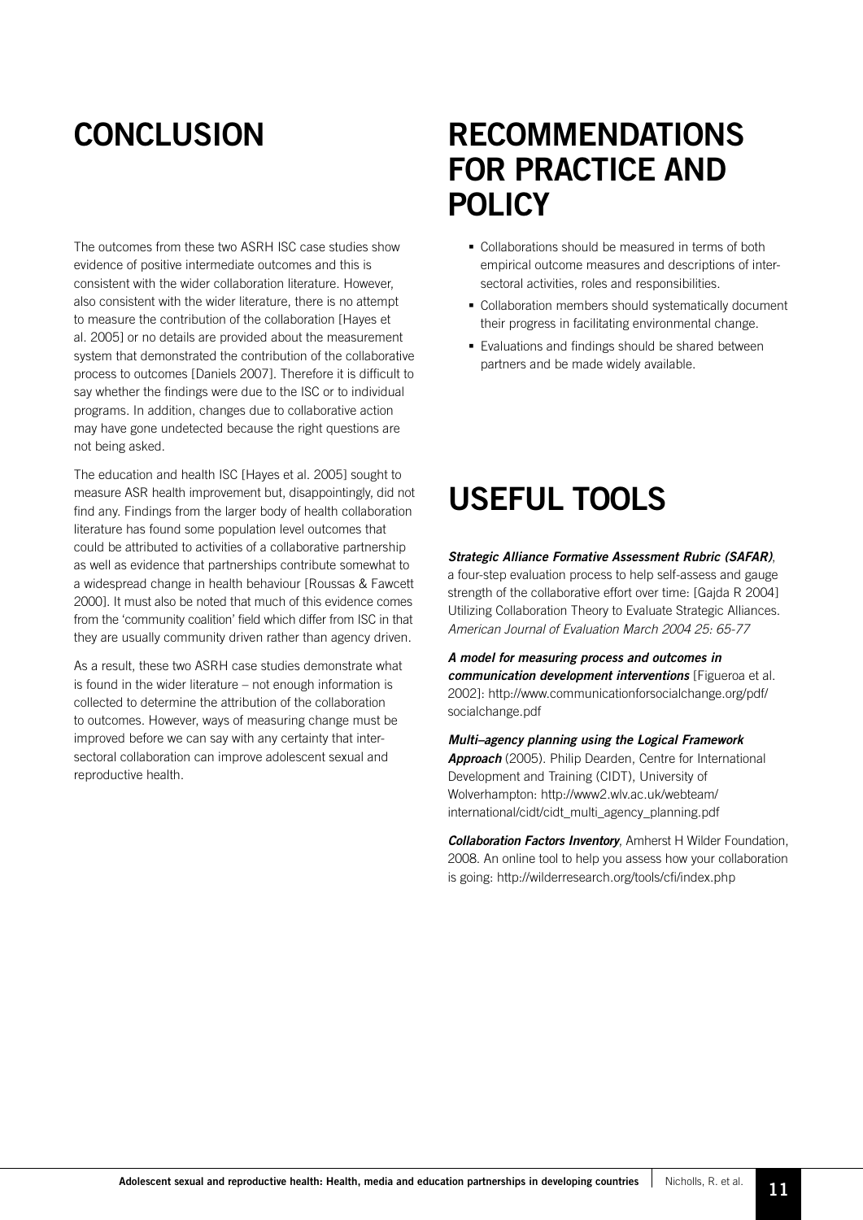# CONCLUSION

The outcomes from these two ASRH ISC case studies show evidence of positive intermediate outcomes and this is consistent with the wider collaboration literature. However, also consistent with the wider literature, there is no attempt to measure the contribution of the collaboration [Hayes et al. 2005] or no details are provided about the measurement system that demonstrated the contribution of the collaborative process to outcomes [Daniels 2007]. Therefore it is difficult to say whether the findings were due to the ISC or to individual programs. In addition, changes due to collaborative action may have gone undetected because the right questions are not being asked.

The education and health ISC [Hayes et al. 2005] sought to measure ASR health improvement but, disappointingly, did not find any. Findings from the larger body of health collaboration literature has found some population level outcomes that could be attributed to activities of a collaborative partnership as well as evidence that partnerships contribute somewhat to a widespread change in health behaviour [Roussas & Fawcett 2000]. It must also be noted that much of this evidence comes from the 'community coalition' field which differ from ISC in that they are usually community driven rather than agency driven.

As a result, these two ASRH case studies demonstrate what is found in the wider literature – not enough information is collected to determine the attribution of the collaboration to outcomes. However, ways of measuring change must be improved before we can say with any certainty that inter-sectoral collaboration can improve adolescent sexual and reproductive health.

# RECOMMENDATIONS FOR PRACTICE AND POLICY

- Collaborations should be measured in terms of both empirical outcome measures and descriptions of inter-sectoral activities, roles and responsibilities.
- Collaboration members should systematically document their progress in facilitating environmental change.
- Evaluations and findings should be shared between partners and be made widely available.

# USEFUL TOOLS

***Strategic Alliance Formative Assessment Rubric (SAFAR)***, a four-step evaluation process to help self-assess and gauge strength of the collaborative effort over time: [Gajda R 2004] Utilizing Collaboration Theory to Evaluate Strategic Alliances. *American Journal of Evaluation March 2004 25: 65-77*

***A model for measuring process and outcomes in communication development interventions*** [Figueroa et al. 2002]: http://www.communicationforsocialchange.org/pdf/socialchange.pdf

***Multi–agency planning using the Logical Framework Approach*** (2005). Philip Dearden, Centre for International Development and Training (CIDT), University of Wolverhampton: http://www2.wlv.ac.uk/webteam/international/cidt/cidt_multi_agency_planning.pdf

***Collaboration Factors Inventory***, Amherst H Wilder Foundation, 2008. An online tool to help you assess how your collaboration is going: http://wilderresearch.org/tools/cfi/index.php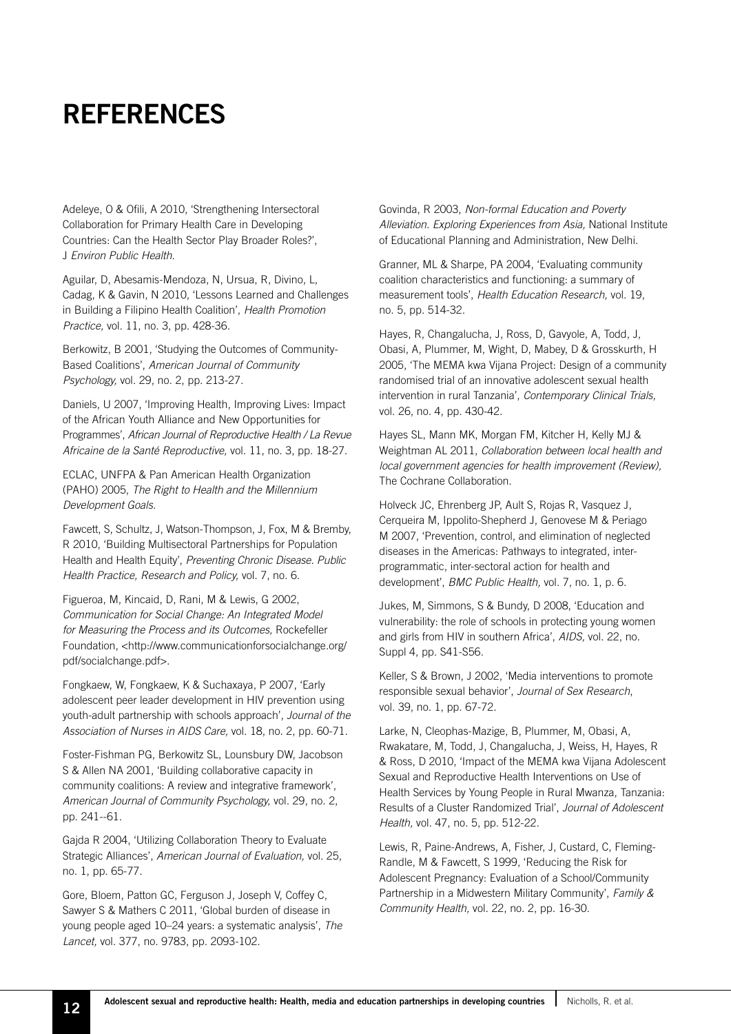# REFERENCES

Adeleye, O & Ofili, A 2010, 'Strengthening Intersectoral Collaboration for Primary Health Care in Developing Countries: Can the Health Sector Play Broader Roles?', J *Environ Public Health.*

Aguilar, D, Abesamis-Mendoza, N, Ursua, R, Divino, L, Cadag, K & Gavin, N 2010, 'Lessons Learned and Challenges in Building a Filipino Health Coalition', *Health Promotion Practice,* vol. 11, no. 3, pp. 428-36.

Berkowitz, B 2001, 'Studying the Outcomes of Community-Based Coalitions', *American Journal of Community Psychology,* vol. 29, no. 2, pp. 213-27.

Daniels, U 2007, 'Improving Health, Improving Lives: Impact of the African Youth Alliance and New Opportunities for Programmes', *African Journal of Reproductive Health / La Revue Africaine de la Santé Reproductive,* vol. 11, no. 3, pp. 18-27.

ECLAC, UNFPA & Pan American Health Organization (PAHO) 2005, *The Right to Health and the Millennium Development Goals.*

Fawcett, S, Schultz, J, Watson-Thompson, J, Fox, M & Bremby, R 2010, 'Building Multisectoral Partnerships for Population Health and Health Equity', *Preventing Chronic Disease. Public Health Practice, Research and Policy,* vol. 7, no. 6.

Figueroa, M, Kincaid, D, Rani, M & Lewis, G 2002, *Communication for Social Change: An Integrated Model for Measuring the Process and its Outcomes,* Rockefeller Foundation, <http://www.communicationforsocialchange.org/pdf/socialchange.pdf>.

Fongkaew, W, Fongkaew, K & Suchaxaya, P 2007, 'Early adolescent peer leader development in HIV prevention using youth-adult partnership with schools approach', *Journal of the Association of Nurses in AIDS Care,* vol. 18, no. 2, pp. 60-71.

Foster-Fishman PG, Berkowitz SL, Lounsbury DW, Jacobson S & Allen NA 2001, 'Building collaborative capacity in community coalitions: A review and integrative framework', *American Journal of Community Psychology,* vol. 29, no. 2, pp. 241--61.

Gajda R 2004, 'Utilizing Collaboration Theory to Evaluate Strategic Alliances', *American Journal of Evaluation,* vol. 25, no. 1, pp. 65-77.

Gore, Bloem, Patton GC, Ferguson J, Joseph V, Coffey C, Sawyer S & Mathers C 2011, 'Global burden of disease in young people aged 10–24 years: a systematic analysis', *The Lancet,* vol. 377, no. 9783, pp. 2093-102.

Govinda, R 2003, *Non-formal Education and Poverty Alleviation. Exploring Experiences from Asia,* National Institute of Educational Planning and Administration, New Delhi.

Granner, ML & Sharpe, PA 2004, 'Evaluating community coalition characteristics and functioning: a summary of measurement tools', *Health Education Research,* vol. 19, no. 5, pp. 514-32.

Hayes, R, Changalucha, J, Ross, D, Gavyole, A, Todd, J, Obasi, A, Plummer, M, Wight, D, Mabey, D & Grosskurth, H 2005, 'The MEMA kwa Vijana Project: Design of a community randomised trial of an innovative adolescent sexual health intervention in rural Tanzania', *Contemporary Clinical Trials,* vol. 26, no. 4, pp. 430-42.

Hayes SL, Mann MK, Morgan FM, Kitcher H, Kelly MJ & Weightman AL 2011, *Collaboration between local health and local government agencies for health improvement (Review),* The Cochrane Collaboration.

Holveck JC, Ehrenberg JP, Ault S, Rojas R, Vasquez J, Cerqueira M, Ippolito-Shepherd J, Genovese M & Periago M 2007, 'Prevention, control, and elimination of neglected diseases in the Americas: Pathways to integrated, inter-programmatic, inter-sectoral action for health and development', *BMC Public Health,* vol. 7, no. 1, p. 6.

Jukes, M, Simmons, S & Bundy, D 2008, 'Education and vulnerability: the role of schools in protecting young women and girls from HIV in southern Africa', *AIDS,* vol. 22, no. Suppl 4, pp. S41-S56.

Keller, S & Brown, J 2002, 'Media interventions to promote responsible sexual behavior', *Journal of Sex Research*, vol. 39, no. 1, pp. 67-72.

Larke, N, Cleophas-Mazige, B, Plummer, M, Obasi, A, Rwakatare, M, Todd, J, Changalucha, J, Weiss, H, Hayes, R & Ross, D 2010, 'Impact of the MEMA kwa Vijana Adolescent Sexual and Reproductive Health Interventions on Use of Health Services by Young People in Rural Mwanza, Tanzania: Results of a Cluster Randomized Trial', *Journal of Adolescent Health,* vol. 47, no. 5, pp. 512-22.

Lewis, R, Paine-Andrews, A, Fisher, J, Custard, C, Fleming-Randle, M & Fawcett, S 1999, 'Reducing the Risk for Adolescent Pregnancy: Evaluation of a School/Community Partnership in a Midwestern Military Community', *Family & Community Health,* vol. 22, no. 2, pp. 16-30.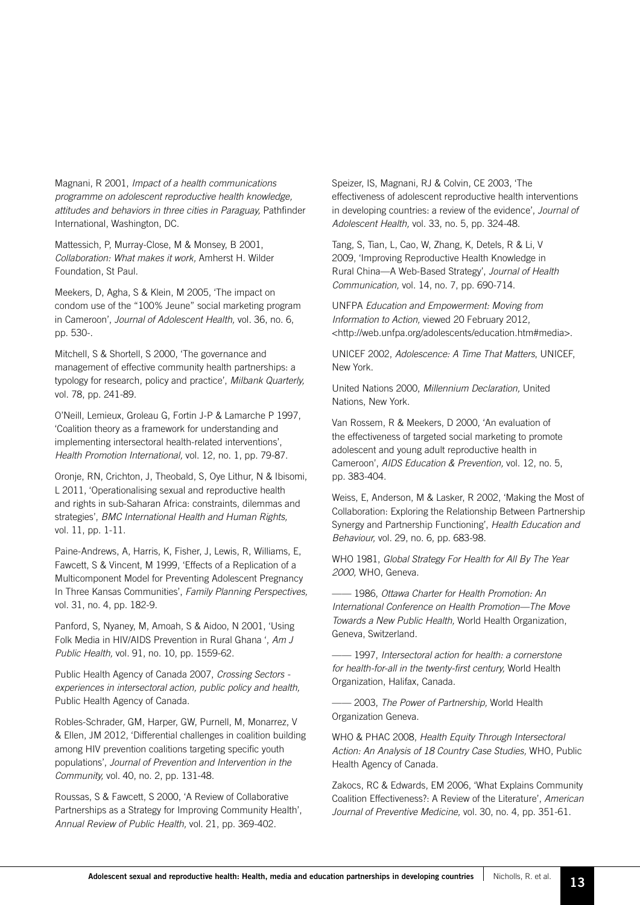Magnani, R 2001, *Impact of a health communications programme on adolescent reproductive health knowledge, attitudes and behaviors in three cities in Paraguay,* Pathfinder International, Washington, DC.

Mattessich, P, Murray-Close, M & Monsey, B 2001, *Collaboration: What makes it work,* Amherst H. Wilder Foundation, St Paul.

Meekers, D, Agha, S & Klein, M 2005, 'The impact on condom use of the "100% Jeune" social marketing program in Cameroon', *Journal of Adolescent Health,* vol. 36, no. 6, pp. 530-.

Mitchell, S & Shortell, S 2000, 'The governance and management of effective community health partnerships: a typology for research, policy and practice', *Milbank Quarterly,* vol. 78, pp. 241-89.

O'Neill, Lemieux, Groleau G, Fortin J-P & Lamarche P 1997, 'Coalition theory as a framework for understanding and implementing intersectoral health-related interventions', *Health Promotion International,* vol. 12, no. 1, pp. 79-87.

Oronje, RN, Crichton, J, Theobald, S, Oye Lithur, N & Ibisomi, L 2011, 'Operationalising sexual and reproductive health and rights in sub-Saharan Africa: constraints, dilemmas and strategies', *BMC International Health and Human Rights,* vol. 11, pp. 1-11.

Paine-Andrews, A, Harris, K, Fisher, J, Lewis, R, Williams, E, Fawcett, S & Vincent, M 1999, 'Effects of a Replication of a Multicomponent Model for Preventing Adolescent Pregnancy In Three Kansas Communities', *Family Planning Perspectives,* vol. 31, no. 4, pp. 182-9.

Panford, S, Nyaney, M, Amoah, S & Aidoo, N 2001, 'Using Folk Media in HIV/AIDS Prevention in Rural Ghana ', *Am J Public Health,* vol. 91, no. 10, pp. 1559-62.

Public Health Agency of Canada 2007, *Crossing Sectors - experiences in intersectoral action, public policy and health,* Public Health Agency of Canada.

Robles-Schrader, GM, Harper, GW, Purnell, M, Monarrez, V & Ellen, JM 2012, 'Differential challenges in coalition building among HIV prevention coalitions targeting specific youth populations', *Journal of Prevention and Intervention in the Community,* vol. 40, no. 2, pp. 131-48.

Roussas, S & Fawcett, S 2000, 'A Review of Collaborative Partnerships as a Strategy for Improving Community Health', *Annual Review of Public Health,* vol. 21, pp. 369-402.

Speizer, IS, Magnani, RJ & Colvin, CE 2003, 'The effectiveness of adolescent reproductive health interventions in developing countries: a review of the evidence', *Journal of Adolescent Health,* vol. 33, no. 5, pp. 324-48.

Tang, S, Tian, L, Cao, W, Zhang, K, Detels, R & Li, V 2009, 'Improving Reproductive Health Knowledge in Rural China—A Web-Based Strategy', *Journal of Health Communication,* vol. 14, no. 7, pp. 690-714.

UNFPA *Education and Empowerment: Moving from Information to Action,* viewed 20 February 2012, <http://web.unfpa.org/adolescents/education.htm#media>.

UNICEF 2002, *Adolescence: A Time That Matters*, UNICEF, New York.

United Nations 2000, *Millennium Declaration,* United Nations, New York.

Van Rossem, R & Meekers, D 2000, 'An evaluation of the effectiveness of targeted social marketing to promote adolescent and young adult reproductive health in Cameroon', *AIDS Education & Prevention,* vol. 12, no. 5, pp. 383-404.

Weiss, E, Anderson, M & Lasker, R 2002, 'Making the Most of Collaboration: Exploring the Relationship Between Partnership Synergy and Partnership Functioning', *Health Education and Behaviour,* vol. 29, no. 6, pp. 683-98.

WHO 1981, *Global Strategy For Health for All By The Year 2000,* WHO, Geneva.

—— 1986, *Ottawa Charter for Health Promotion: An International Conference on Health Promotion—The Move Towards a New Public Health,* World Health Organization, Geneva, Switzerland.

—— 1997, *Intersectoral action for health: a cornerstone for health-for-all in the twenty-first century,* World Health Organization, Halifax, Canada.

—— 2003, *The Power of Partnership,* World Health Organization Geneva.

WHO & PHAC 2008, *Health Equity Through Intersectoral Action: An Analysis of 18 Country Case Studies,* WHO, Public Health Agency of Canada.

Zakocs, RC & Edwards, EM 2006, 'What Explains Community Coalition Effectiveness?: A Review of the Literature', *American Journal of Preventive Medicine,* vol. 30, no. 4, pp. 351-61.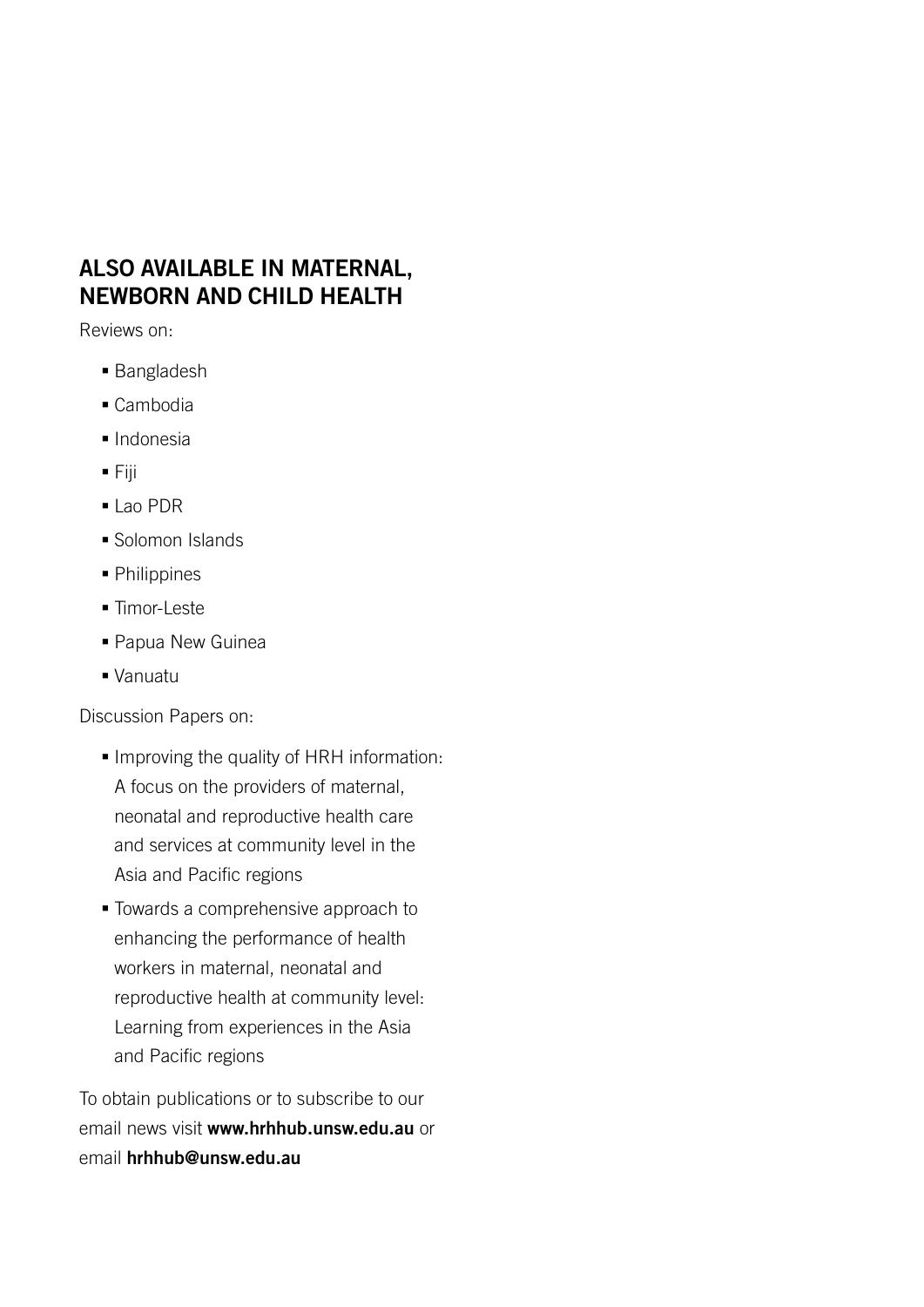## ALSO AVAILABLE IN MATERNAL, NEWBORN AND CHILD HEALTH

Reviews on:

- Bangladesh
- Cambodia
- Indonesia
- Fiji
- Lao PDR
- Solomon Islands
- Philippines
- Timor-Leste
- Papua New Guinea
- Vanuatu

Discussion Papers on:

- Improving the quality of HRH information: A focus on the providers of maternal, neonatal and reproductive health care and services at community level in the Asia and Pacific regions
- Towards a comprehensive approach to enhancing the performance of health workers in maternal, neonatal and reproductive health at community level: Learning from experiences in the Asia and Pacific regions

To obtain publications or to subscribe to our email news visit **www.hrhhub.unsw.edu.au** or email **hrhhub@unsw.edu.au**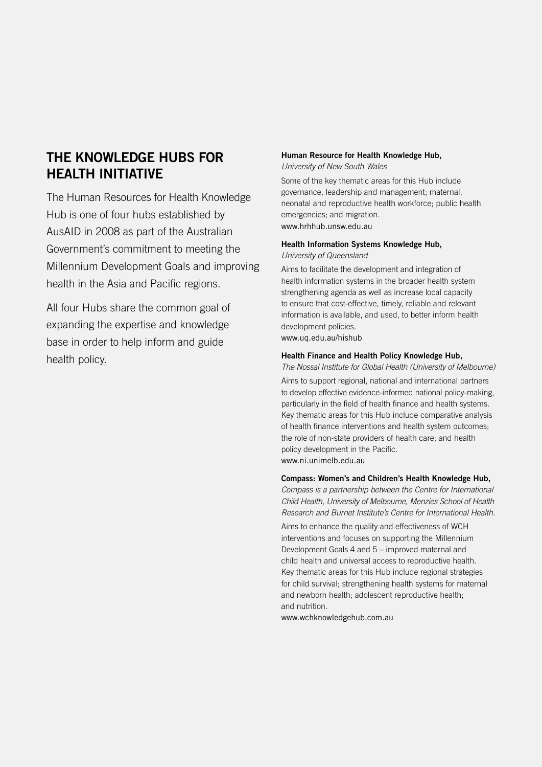## THE KNOWLEDGE HUBS FOR HEALTH INITIATIVE

The Human Resources for Health Knowledge Hub is one of four hubs established by AusAID in 2008 as part of the Australian Government's commitment to meeting the Millennium Development Goals and improving health in the Asia and Pacific regions.

All four Hubs share the common goal of expanding the expertise and knowledge base in order to help inform and guide health policy.

**Human Resource for Health Knowledge Hub,**
*University of New South Wales*

Some of the key thematic areas for this Hub include governance, leadership and management; maternal, neonatal and reproductive health workforce; public health emergencies; and migration.
www.hrhhub.unsw.edu.au

**Health Information Systems Knowledge Hub,**
*University of Queensland*

Aims to facilitate the development and integration of health information systems in the broader health system strengthening agenda as well as increase local capacity to ensure that cost-effective, timely, reliable and relevant information is available, and used, to better inform health development policies.
www.uq.edu.au/hishub

**Health Finance and Health Policy Knowledge Hub,**
*The Nossal Institute for Global Health (University of Melbourne)*

Aims to support regional, national and international partners to develop effective evidence-informed national policy-making, particularly in the field of health finance and health systems. Key thematic areas for this Hub include comparative analysis of health finance interventions and health system outcomes; the role of non-state providers of health care; and health policy development in the Pacific.
www.ni.unimelb.edu.au

**Compass: Women's and Children's Health Knowledge Hub,**
*Compass is a partnership between the Centre for International Child Health, University of Melbourne, Menzies School of Health Research and Burnet Institute's Centre for International Health.*

Aims to enhance the quality and effectiveness of WCH interventions and focuses on supporting the Millennium Development Goals 4 and 5 – improved maternal and child health and universal access to reproductive health. Key thematic areas for this Hub include regional strategies for child survival; strengthening health systems for maternal and newborn health; adolescent reproductive health; and nutrition.
www.wchknowledgehub.com.au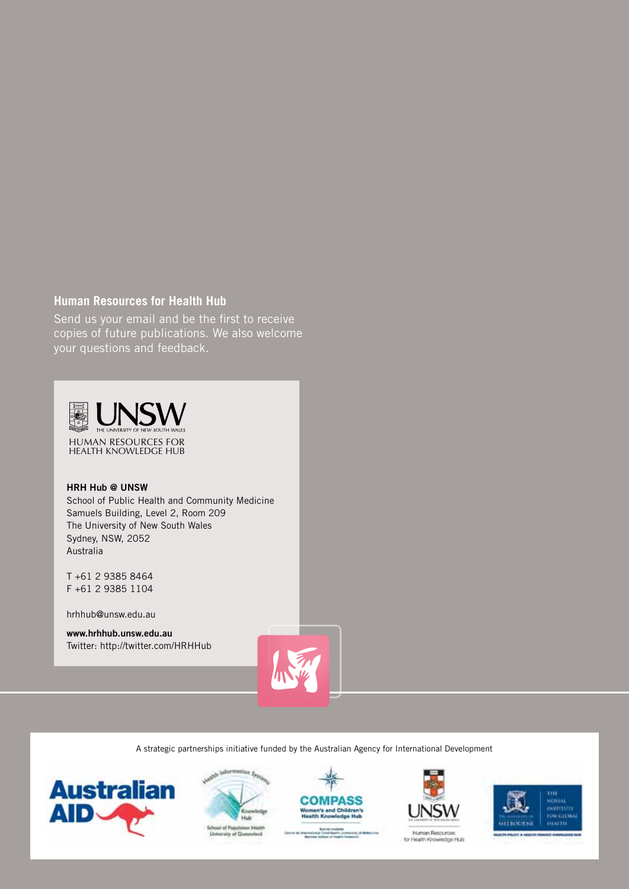**Human Resources for Health Hub**

Send us your email and be the first to receive copies of future publications. We also welcome your questions and feedback.

UNSW THE UNIVERSITY OF NEW SOUTH WALES

HUMAN RESOURCES FOR HEALTH KNOWLEDGE HUB

**HRH Hub @ UNSW**
School of Public Health and Community Medicine
Samuels Building, Level 2, Room 209
The University of New South Wales
Sydney, NSW, 2052
Australia

T +61 2 9385 8464
F +61 2 9385 1104

hrhhub@unsw.edu.au

**www.hrhhub.unsw.edu.au**
Twitter: http://twitter.com/HRHHub

A strategic partnerships initiative funded by the Australian Agency for International Development

Australian AID

Health Information Systems Knowledge Hub
School of Population Health
University of Queensland

COMPASS
Women's and Children's Health Knowledge Hub

UNSW
Human Resources for Health Knowledge Hub

THE UNIVERSITY OF MELBOURNE
THE NOSSAL INSTITUTE FOR GLOBAL HEALTH
HEALTH POLICY & HEALTH FINANCE KNOWLEDGE HUB